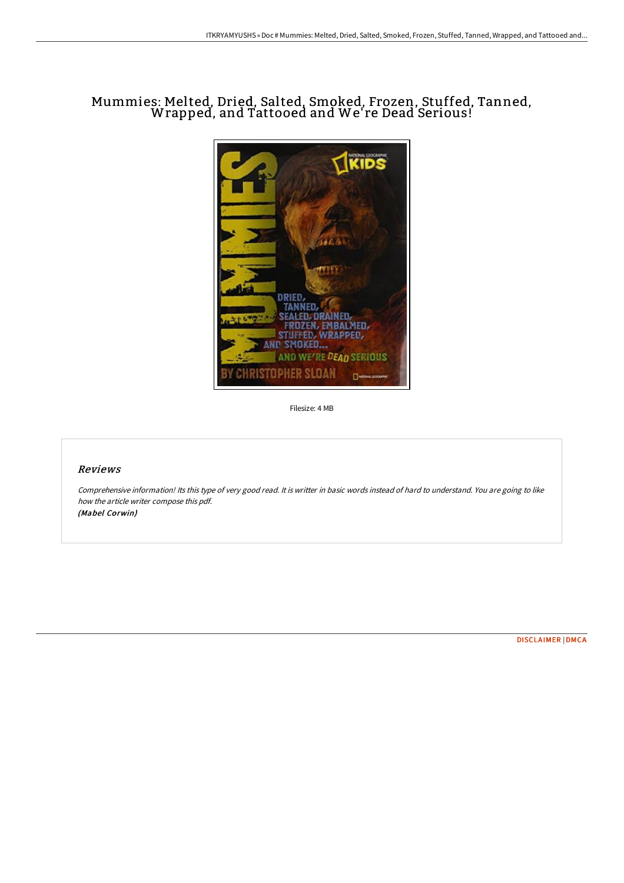# Mummies: Melted, Dried, Salted, Smoked, Frozen, Stuffed, Tanned, Wrapped, and Tattooed and We're Dead Serious!

Filesize: 4 MB

## Reviews

*Comprehensive information! Its this type of very good read. It is writter in basic words instead of hard to understand. You are going to like how the article writer compose this pdf.*
***(Mabel Corwin)***

DISCLAIMER | DMCA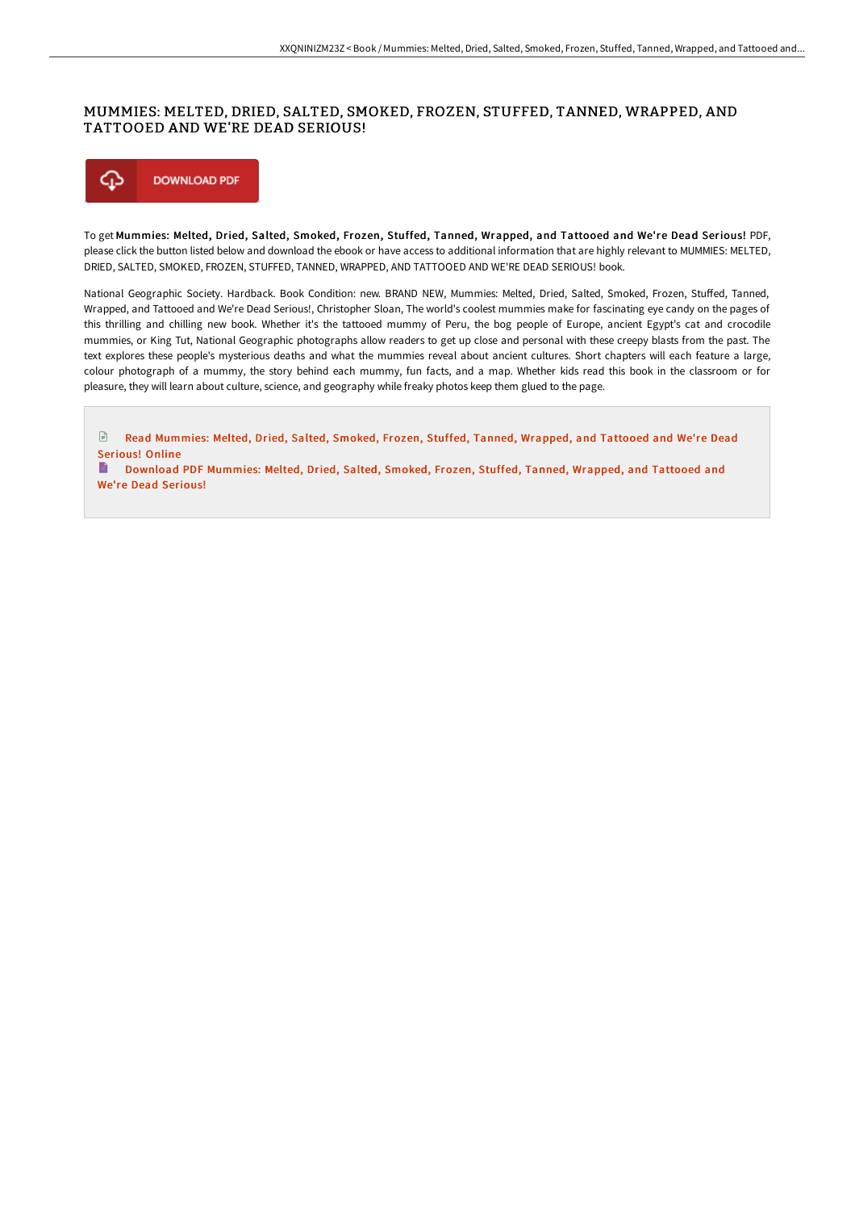# MUMMIES: MELTED, DRIED, SALTED, SMOKED, FROZEN, STUFFED, TANNED, WRAPPED, AND TATTOOED AND WE'RE DEAD SERIOUS!

DOWNLOAD PDF

To get **Mummies: Melted, Dried, Salted, Smoked, Frozen, Stuffed, Tanned, Wrapped, and Tattooed and We're Dead Serious!** PDF, please click the button listed below and download the ebook or have access to additional information that are highly relevant to MUMMIES: MELTED, DRIED, SALTED, SMOKED, FROZEN, STUFFED, TANNED, WRAPPED, AND TATTOOED AND WE'RE DEAD SERIOUS! book.

National Geographic Society. Hardback. Book Condition: new. BRAND NEW, Mummies: Melted, Dried, Salted, Smoked, Frozen, Stuffed, Tanned, Wrapped, and Tattooed and We're Dead Serious!, Christopher Sloan, The world's coolest mummies make for fascinating eye candy on the pages of this thrilling and chilling new book. Whether it's the tattooed mummy of Peru, the bog people of Europe, ancient Egypt's cat and crocodile mummies, or King Tut, National Geographic photographs allow readers to get up close and personal with these creepy blasts from the past. The text explores these people's mysterious deaths and what the mummies reveal about ancient cultures. Short chapters will each feature a large, colour photograph of a mummy, the story behind each mummy, fun facts, and a map. Whether kids read this book in the classroom or for pleasure, they will learn about culture, science, and geography while freaky photos keep them glued to the page.

Read Mummies: Melted, Dried, Salted, Smoked, Frozen, Stuffed, Tanned, Wrapped, and Tattooed and We're Dead Serious! Online

Download PDF Mummies: Melted, Dried, Salted, Smoked, Frozen, Stuffed, Tanned, Wrapped, and Tattooed and We're Dead Serious!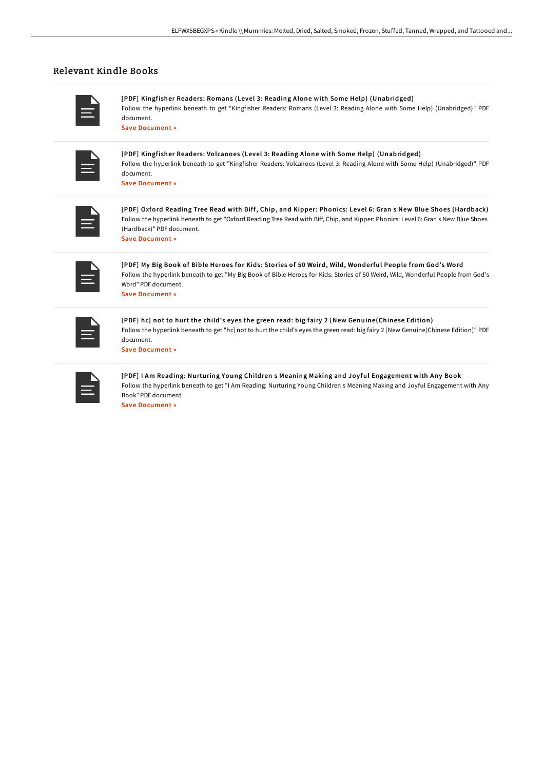## Relevant Kindle Books

**[PDF] Kingfisher Readers: Romans (Level 3: Reading Alone with Some Help) (Unabridged)**
Follow the hyperlink beneath to get "Kingfisher Readers: Romans (Level 3: Reading Alone with Some Help) (Unabridged)" PDF document.
Save Document »

**[PDF] Kingfisher Readers: Volcanoes (Level 3: Reading Alone with Some Help) (Unabridged)**
Follow the hyperlink beneath to get "Kingfisher Readers: Volcanoes (Level 3: Reading Alone with Some Help) (Unabridged)" PDF document.
Save Document »

**[PDF] Oxford Reading Tree Read with Biff, Chip, and Kipper: Phonics: Level 6: Gran s New Blue Shoes (Hardback)**
Follow the hyperlink beneath to get "Oxford Reading Tree Read with Biff, Chip, and Kipper: Phonics: Level 6: Gran s New Blue Shoes (Hardback)" PDF document.
Save Document »

**[PDF] My Big Book of Bible Heroes for Kids: Stories of 50 Weird, Wild, Wonderful People from God's Word**
Follow the hyperlink beneath to get "My Big Book of Bible Heroes for Kids: Stories of 50 Weird, Wild, Wonderful People from God's Word" PDF document.
Save Document »

**[PDF] hc] not to hurt the child's eyes the green read: big fairy 2 [New Genuine(Chinese Edition)**
Follow the hyperlink beneath to get "hc] not to hurt the child's eyes the green read: big fairy 2 [New Genuine(Chinese Edition)" PDF document.
Save Document »

**[PDF] I Am Reading: Nurturing Young Children s Meaning Making and Joyful Engagement with Any Book**
Follow the hyperlink beneath to get "I Am Reading: Nurturing Young Children s Meaning Making and Joyful Engagement with Any Book" PDF document.
Save Document »